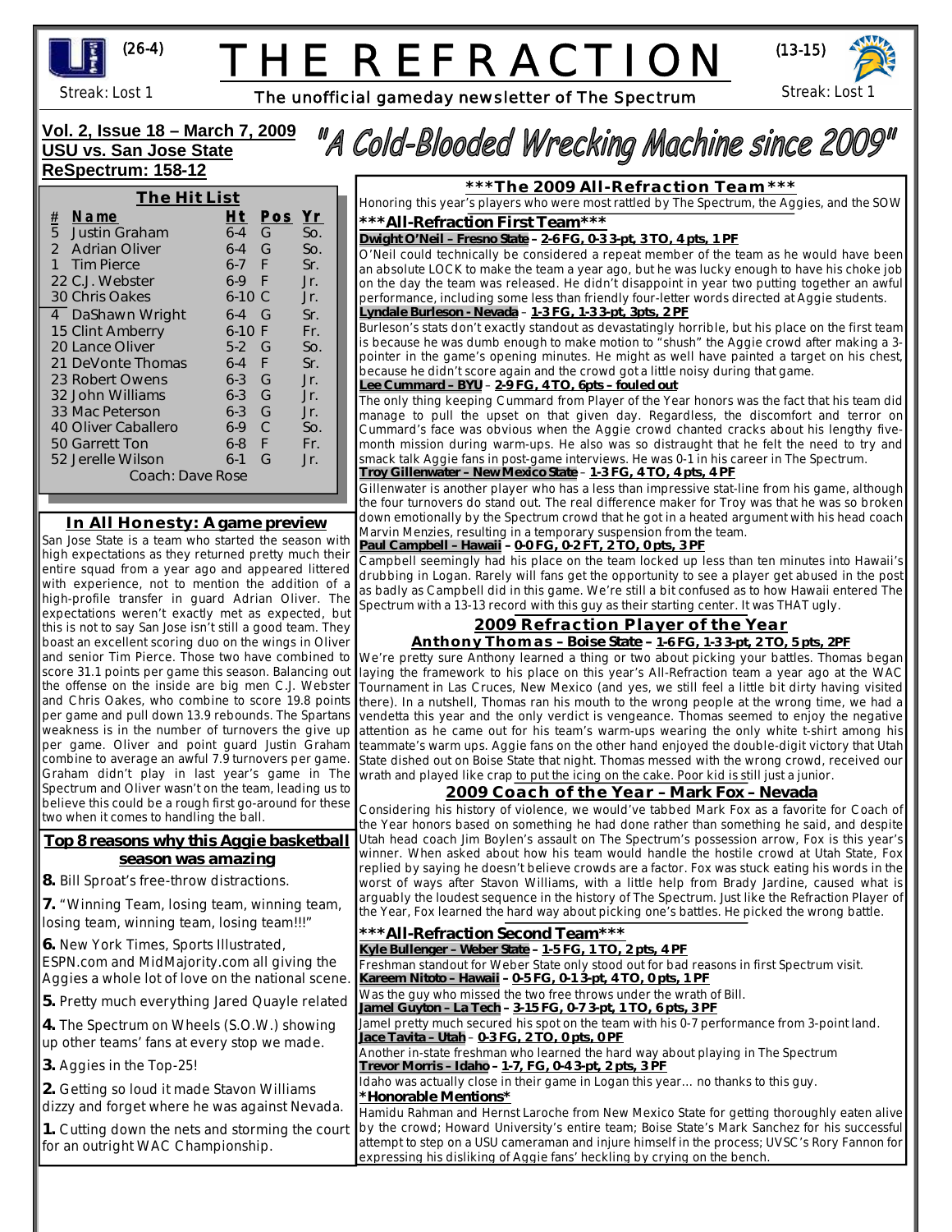(26-4) Streak: Lost 1

# THE REFRACTION

The unofficial gameday newsletter of The Spectrum

(13-15) Streak: Lost 1

**Vol. 2, Issue 18 – March 7, 2009**
**USU vs. San Jose State**
**ReSpectrum: 158-12**

## "A Cold-Blooded Wrecking Machine since 2009"

### The Hit List

| # | Name | Ht | Pos | Yr |
|---|---|---|---|---|
| 5 | Justin Graham | 6-4 | G | So. |
| 2 | Adrian Oliver | 6-4 | G | So. |
| 1 | Tim Pierce | 6-7 | F | Sr. |
| 22 | C.J. Webster | 6-9 | F | Jr. |
| 30 | Chris Oakes | 6-10 | C | Jr. |
| 4 | DaShawn Wright | 6-4 | G | Sr. |
| 15 | Clint Amberry | 6-10 | F | Fr. |
| 20 | Lance Oliver | 5-2 | G | So. |
| 21 | DeVonte Thomas | 6-4 | F | Sr. |
| 23 | Robert Owens | 6-3 | G | Jr. |
| 32 | John Williams | 6-3 | G | Jr. |
| 33 | Mac Peterson | 6-3 | G | Jr. |
| 40 | Oliver Caballero | 6-9 | C | So. |
| 50 | Garrett Ton | 6-8 | F | Fr. |
| 52 | Jerelle Wilson | 6-1 | G | Jr. |

Coach: Dave Rose

### In All Honesty: A game preview

San Jose State is a team who started the season with high expectations as they returned pretty much their entire squad from a year ago and appeared littered with experience, not to mention the addition of a high-profile transfer in guard Adrian Oliver. The expectations weren't exactly met as expected, but this is not to say San Jose isn't still a good team. They boast an excellent scoring duo on the wings in Oliver and senior Tim Pierce. Those two have combined to score 31.1 points per game this season. Balancing out the offense on the inside are big men C.J. Webster and Chris Oakes, who combine to score 19.8 points per game and pull down 13.9 rebounds. The Spartans weakness is in the number of turnovers the give up per game. Oliver and point guard Justin Graham combine to average an awful 7.9 turnovers per game. Graham didn't play in last year's game in The Spectrum and Oliver wasn't on the team, leading us to believe this could be a rough first go-around for these two when it comes to handling the ball.

### Top 8 reasons why this Aggie basketball season was amazing

**8.** Bill Sproat's free-throw distractions.

**7.** "Winning Team, losing team, winning team, losing team, winning team, losing team!!!"

**6.** New York Times, Sports Illustrated, ESPN.com and MidMajority.com all giving the Aggies a whole lot of love on the national scene.

**5.** Pretty much everything Jared Quayle related

**4.** The Spectrum on Wheels (S.O.W.) showing up other teams' fans at every stop we made.

**3.** Aggies in the Top-25!

**2.** Getting so loud it made Stavon Williams dizzy and forget where he was against Nevada.

**1.** Cutting down the nets and storming the court for an outright WAC Championship.

### \*\*\*The 2009 All-Refraction Team\*\*\*

Honoring this year's players who were most rattled by The Spectrum, the Aggies, and the SOW

#### \*\*\*All-Refraction First Team\*\*\*

**Dwight O'Neil – Fresno State – 2-6 FG, 0-3 3-pt, 3 TO, 4 pts, 1 PF**

O'Neil could technically be considered a repeat member of the team as he would have been an absolute LOCK to make the team a year ago, but he was lucky enough to have his choke job on the day the team was released. He didn't disappoint in year two putting together an awful performance, including some less than friendly four-letter words directed at Aggie students.

**Lyndale Burleson - Nevada – 1-3 FG, 1-3 3-pt, 3pts, 2 PF**

Burleson's stats don't exactly standout as devastatingly horrible, but his place on the first team is because he was dumb enough to make motion to "shush" the Aggie crowd after making a 3-pointer in the game's opening minutes. He might as well have painted a target on his chest, because he didn't score again and the crowd got a little noisy during that game.

**Lee Cummard – BYU – 2-9 FG, 4 TO, 6pts – fouled out**

The only thing keeping Cummard from Player of the Year honors was the fact that his team did manage to pull the upset on that given day. Regardless, the discomfort and terror on Cummard's face was obvious when the Aggie crowd chanted cracks about his lengthy five-month mission during warm-ups. He also was so distraught that he felt the need to try and smack talk Aggie fans in post-game interviews. He was 0-1 in his career in The Spectrum.

**Troy Gillenwater – New Mexico State – 1-3 FG, 4 TO, 4 pts, 4 PF**

Gillenwater is another player who has a less than impressive stat-line from his game, although the four turnovers do stand out. The real difference maker for Troy was that he was so broken down emotionally by the Spectrum crowd that he got in a heated argument with his head coach Marvin Menzies, resulting in a temporary suspension from the team.

**Paul Campbell – Hawaii – 0-0 FG, 0-2 FT, 2 TO, 0 pts, 3 PF**

Campbell seemingly had his place on the team locked up less than ten minutes into Hawaii's drubbing in Logan. Rarely will fans get the opportunity to see a player get abused in the post as badly as Campbell did in this game. We're still a bit confused as to how Hawaii entered The Spectrum with a 13-13 record with this guy as their starting center. It was THAT ugly.

#### 2009 Refraction Player of the Year

**Anthony Thomas – Boise State – 1-6 FG, 1-3 3-pt, 2 TO, 5 pts, 2PF**

We're pretty sure Anthony learned a thing or two about picking your battles. Thomas began laying the framework to his place on this year's All-Refraction team a year ago at the WAC Tournament in Las Cruces, New Mexico (and yes, we still feel a little bit dirty having visited there). In a nutshell, Thomas ran his mouth to the wrong people at the wrong time, we had a vendetta this year and the only verdict is vengeance. Thomas seemed to enjoy the negative attention as he came out for his team's warm-ups wearing the only white t-shirt among his teammate's warm ups. Aggie fans on the other hand enjoyed the double-digit victory that Utah State dished out on Boise State that night. Thomas messed with the wrong crowd, received our wrath and played like crap to put the icing on the cake. Poor kid is still just a junior.

#### 2009 Coach of the Year – Mark Fox – Nevada

Considering his history of violence, we would've tabbed Mark Fox as a favorite for Coach of the Year honors based on something he had done rather than something he said, and despite Utah head coach Jim Boylen's assault on The Spectrum's possession arrow, Fox is this year's winner. When asked about how his team would handle the hostile crowd at Utah State, Fox replied by saying he doesn't believe crowds are a factor. Fox was stuck eating his words in the worst of ways after Stavon Williams, with a little help from Brady Jardine, caused what is arguably the loudest sequence in the history of The Spectrum. Just like the Refraction Player of the Year, Fox learned the hard way about picking one's battles. He picked the wrong battle.

#### \*\*\*All-Refraction Second Team\*\*\*

**Kyle Bullenger – Weber State – 1-5 FG, 1 TO, 2 pts, 4 PF**

Freshman standout for Weber State only stood out for bad reasons in first Spectrum visit.

**Kareem Nitoto – Hawaii – 0-5 FG, 0-1 3-pt, 4 TO, 0 pts, 1 PF**

Was the guy who missed the two free throws under the wrath of Bill.

**Jamel Guyton – La Tech – 3-15 FG, 0-7 3-pt, 1 TO, 6 pts, 3 PF**

Jamel pretty much secured his spot on the team with his 0-7 performance from 3-point land.

**Jace Tavita – Utah – 0-3 FG, 2 TO, 0 pts, 0 PF**

Another in-state freshman who learned the hard way about playing in The Spectrum

**Trevor Morris – Idaho – 1-7, FG, 0-4 3-pt, 2 pts, 3 PF**

Idaho was actually close in their game in Logan this year… no thanks to this guy.

**\*Honorable Mentions\***

Hamidu Rahman and Hernst Laroche from New Mexico State for getting thoroughly eaten alive by the crowd; Howard University's entire team; Boise State's Mark Sanchez for his successful attempt to step on a USU cameraman and injure himself in the process; UVSC's Rory Fannon for expressing his disliking of Aggie fans' heckling by crying on the bench.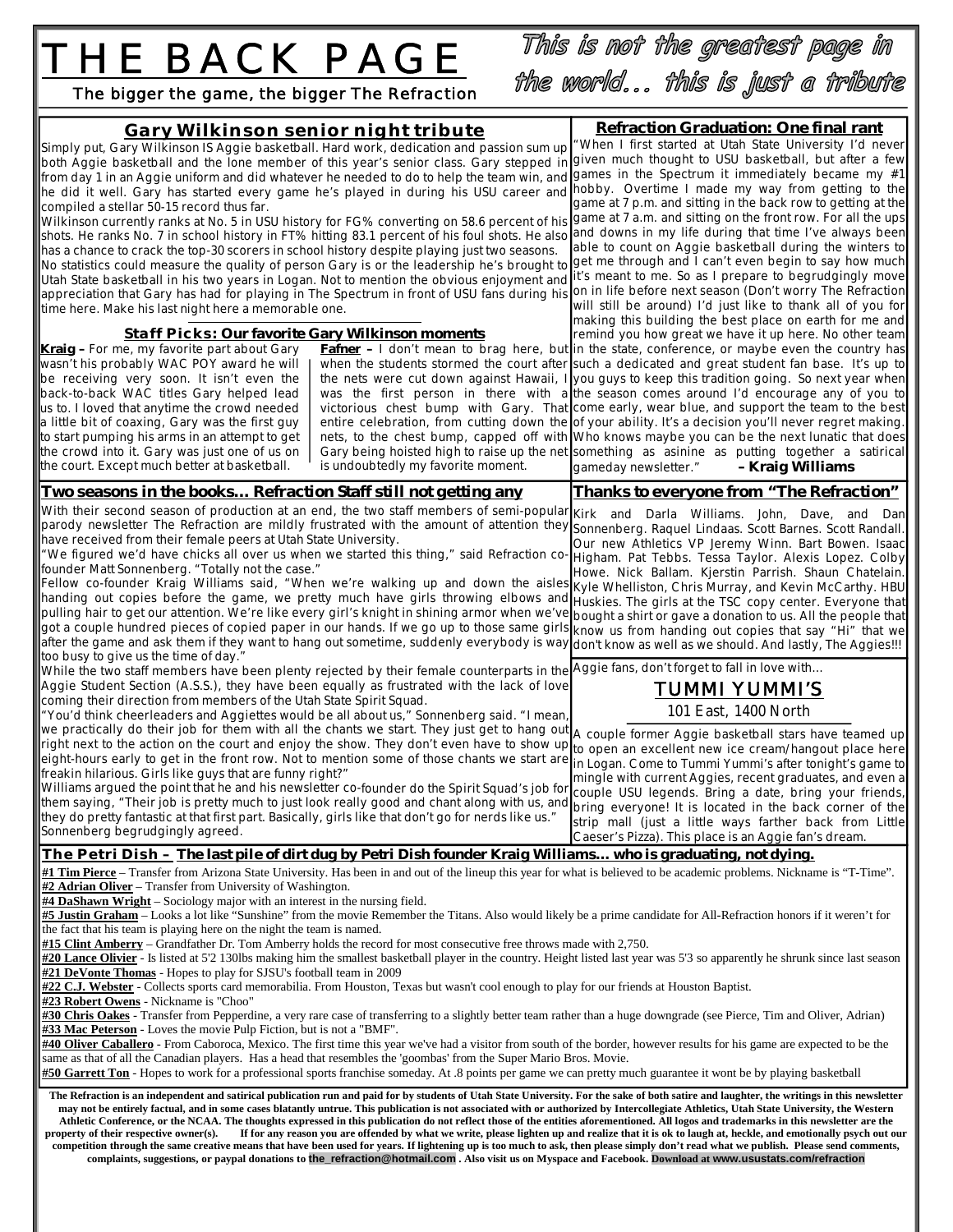# THE BACK PAGE

The bigger the game, the bigger The Refraction

*This is not the greatest page in the world... this is just a tribute*

## Gary Wilkinson senior night tribute

Simply put, Gary Wilkinson IS Aggie basketball. Hard work, dedication and passion sum up both Aggie basketball and the lone member of this year's senior class. Gary stepped in from day 1 in an Aggie uniform and did whatever he needed to do to help the team win, and he did it well. Gary has started every game he's played in during his USU career and compiled a stellar 50-15 record thus far.

Wilkinson currently ranks at No. 5 in USU history for FG% converting on 58.6 percent of his shots. He ranks No. 7 in school history in FT% hitting 83.1 percent of his foul shots. He also has a chance to crack the top-30 scorers in school history despite playing just two seasons.

No statistics could measure the quality of person Gary is or the leadership he's brought to Utah State basketball in his two years in Logan. Not to mention the obvious enjoyment and appreciation that Gary has had for playing in The Spectrum in front of USU fans during his time here. Make his last night here a memorable one.

### Staff Picks: Our favorite Gary Wilkinson moments

**Kraig** – For me, my favorite part about Gary wasn't his probably WAC POY award he will be receiving very soon. It isn't even the back-to-back WAC titles Gary helped lead us to. I loved that anytime the crowd needed a little bit of coaxing, Gary was the first guy to start pumping his arms in an attempt to get the crowd into it. Gary was just one of us on the court. Except much better at basketball.

**Fafner** – I don't mean to brag here, but when the students stormed the court after the nets were cut down against Hawaii, I was the first person in there with a victorious chest bump with Gary. That entire celebration, from cutting down the nets, to the chest bump, capped off with Gary being hoisted high to raise up the net is undoubtedly my favorite moment.

## Refraction Graduation: One final rant

"When I first started at Utah State University I'd never given much thought to USU basketball, but after a few games in the Spectrum it immediately became my #1 hobby. Overtime I made my way from getting to the game at 7 p.m. and sitting in the back row to getting at the game at 7 a.m. and sitting on the front row. For all the ups and downs in my life during that time I've always been able to count on Aggie basketball during the winters to get me through and I can't even begin to say how much it's meant to me. So as I prepare to begrudgingly move on in life before next season (Don't worry The Refraction will still be around) I'd just like to thank all of you for making this building the best place on earth for me and remind you how great we have it up here. No other team in the state, conference, or maybe even the country has such a dedicated and great student fan base. It's up to you guys to keep this tradition going. So next year when the season comes around I'd encourage any of you to come early, wear blue, and support the team to the best of your ability. It's a decision you'll never regret making. Who knows maybe you can be the next lunatic that does something as asinine as putting together a satirical gameday newsletter." **– Kraig Williams**

## Two seasons in the books... Refraction Staff still not getting any

With their second season of production at an end, the two staff members of semi-popular parody newsletter The Refraction are mildly frustrated with the amount of attention they have received from their female peers at Utah State University.

"We figured we'd have chicks all over us when we started this thing," said Refraction co-founder Matt Sonnenberg. "Totally not the case."

Fellow co-founder Kraig Williams said, "When we're walking up and down the aisles handing out copies before the game, we pretty much have girls throwing elbows and pulling hair to get our attention. We're like every girl's knight in shining armor when we've got a couple hundred pieces of copied paper in our hands. If we go up to those same girls after the game and ask them if they want to hang out sometime, suddenly everybody is way too busy to give us the time of day."

While the two staff members have been plenty rejected by their female counterparts in the Aggie Student Section (A.S.S.), they have been equally as frustrated with the lack of love coming their direction from members of the Utah State Spirit Squad.

"You'd think cheerleaders and Aggiettes would be all about us," Sonnenberg said. "I mean, we practically do their job for them with all the chants we start. They just get to hang out right next to the action on the court and enjoy the show. They don't even have to show up eight-hours early to get in the front row. Not to mention some of those chants we start are freakin hilarious. Girls like guys that are funny right?"

Williams argued the point that he and his newsletter co-founder do the Spirit Squad's job for them saying, "Their job is pretty much to just look really good and chant along with us, and they do pretty fantastic at that first part. Basically, girls like that don't go for nerds like us." Sonnenberg begrudgingly agreed.

## Thanks to everyone from "The Refraction"

Kirk and Darla Williams. John, Dave, and Dan Sonnenberg. Raquel Lindaas. Scott Barnes. Scott Randall. Our new Athletics VP Jeremy Winn. Bart Bowen. Isaac Higham. Pat Tebbs. Tessa Taylor. Alexis Lopez. Colby Howe. Nick Ballam. Kjerstin Parrish. Shaun Chatelain. Kyle Whelliston, Chris Murray, and Kevin McCarthy. HBU Huskies. The girls at the TSC copy center. Everyone that bought a shirt or gave a donation to us. All the people that know us from handing out copies that say "Hi" that we don't know as well as we should. And lastly, The Aggies!!!

Aggie fans, don't forget to fall in love with...

## TUMMI YUMMI'S

101 East, 1400 North

A couple former Aggie basketball stars have teamed up to open an excellent new ice cream/hangout place here in Logan. Come to Tummi Yummi's after tonight's game to mingle with current Aggies, recent graduates, and even a couple USU legends. Bring a date, bring your friends, bring everyone! It is located in the back corner of the strip mall (just a little ways farther back from Little Caeser's Pizza). This place is an Aggie fan's dream.

## The Petri Dish – The last pile of dirt dug by Petri Dish founder Kraig Williams... who is graduating, not dying.

**#1 Tim Pierce** – Transfer from Arizona State University. Has been in and out of the lineup this year for what is believed to be academic problems. Nickname is "T-Time".

**#2 Adrian Oliver** – Transfer from University of Washington.

**#4 DaShawn Wright** – Sociology major with an interest in the nursing field.

**#5 Justin Graham** – Looks a lot like "Sunshine" from the movie Remember the Titans. Also would likely be a prime candidate for All-Refraction honors if it weren't for the fact that his team is playing here on the night the team is named.

**#15 Clint Amberry** – Grandfather Dr. Tom Amberry holds the record for most consecutive free throws made with 2,750.

**#20 Lance Olivier** - Is listed at 5'2 130lbs making him the smallest basketball player in the country. Height listed last year was 5'3 so apparently he shrunk since last season

**#21 DeVonte Thomas** - Hopes to play for SJSU's football team in 2009

**#22 C.J. Webster** - Collects sports card memorabilia. From Houston, Texas but wasn't cool enough to play for our friends at Houston Baptist.

**#23 Robert Owens** - Nickname is "Choo"

**#30 Chris Oakes** - Transfer from Pepperdine, a very rare case of transferring to a slightly better team rather than a huge downgrade (see Pierce, Tim and Oliver, Adrian)

**#33 Mac Peterson** - Loves the movie Pulp Fiction, but is not a "BMF".

**#40 Oliver Caballero** - From Caboroca, Mexico. The first time this year we've had a visitor from south of the border, however results for his game are expected to be the same as that of all the Canadian players. Has a head that resembles the 'goombas' from the Super Mario Bros. Movie.

**#50 Garrett Ton** - Hopes to work for a professional sports franchise someday. At .8 points per game we can pretty much guarantee it wont be by playing basketball

**The Refraction is an independent and satirical publication run and paid for by students of Utah State University. For the sake of both satire and laughter, the writings in this newsletter may not be entirely factual, and in some cases blatantly untrue. This publication is not associated with or authorized by Intercollegiate Athletics, Utah State University, the Western Athletic Conference, or the NCAA. The thoughts expressed in this publication do not reflect those of the entities aforementioned. All logos and trademarks in this newsletter are the property of their respective owner(s). If for any reason you are offended by what we write, please lighten up and realize that it is ok to laugh at, heckle, and emotionally psych out our competition through the same creative means that have been used for years. If lightening up is too much to ask, then please simply don't read what we publish. Please send comments, complaints, suggestions, or paypal donations to the_refraction@hotmail.com . Also visit us on Myspace and Facebook. Download at www.usustats.com/refraction**